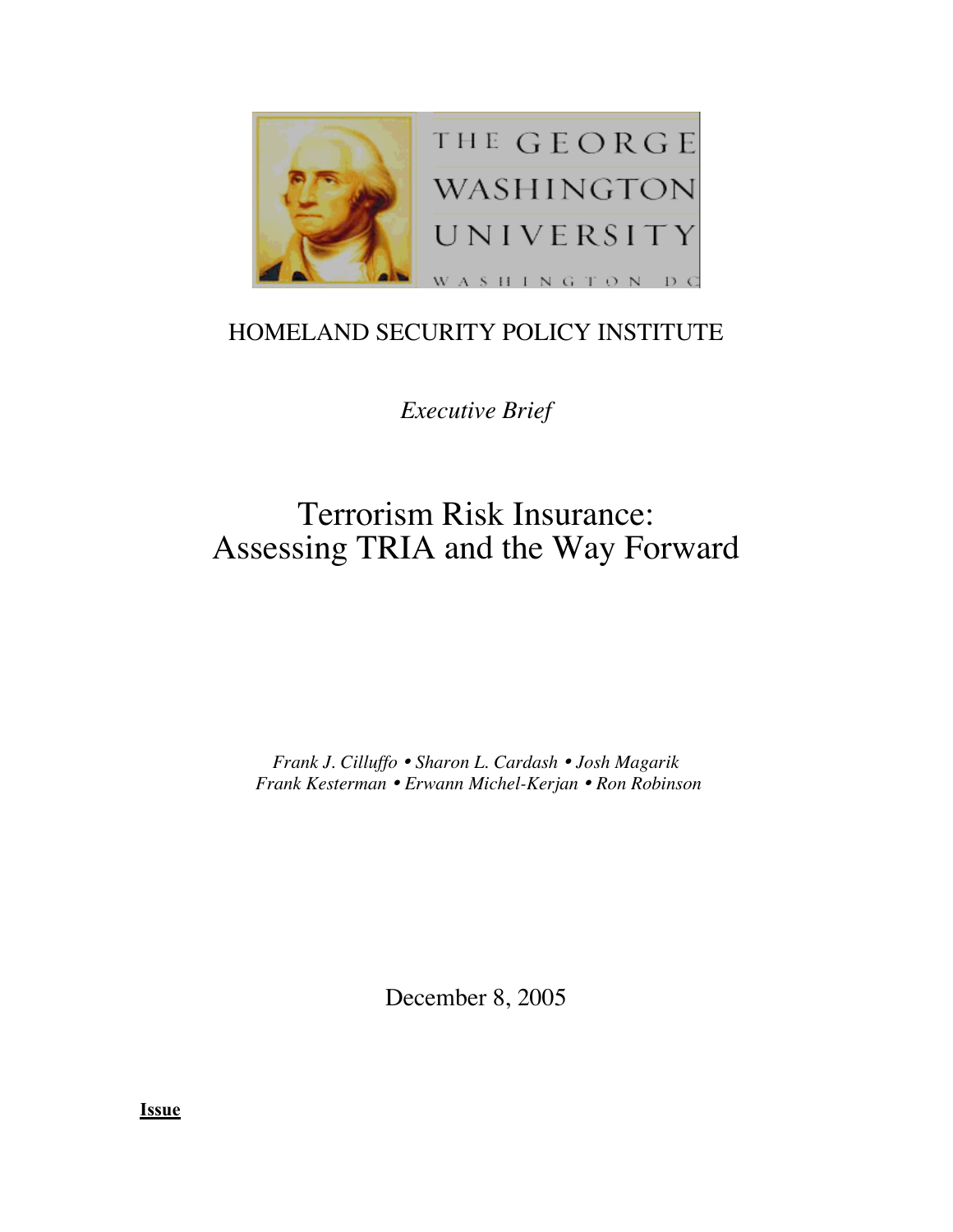THE GEORGE WASHINGTON UNIVERSITY

WASHINGTON DC

HOMELAND SECURITY POLICY INSTITUTE

*Executive Brief*

# Terrorism Risk Insurance: Assessing TRIA and the Way Forward

*Frank J. Cilluffo • Sharon L. Cardash • Josh Magarik*
*Frank Kesterman • Erwann Michel-Kerjan • Ron Robinson*

December 8, 2005

**Issue**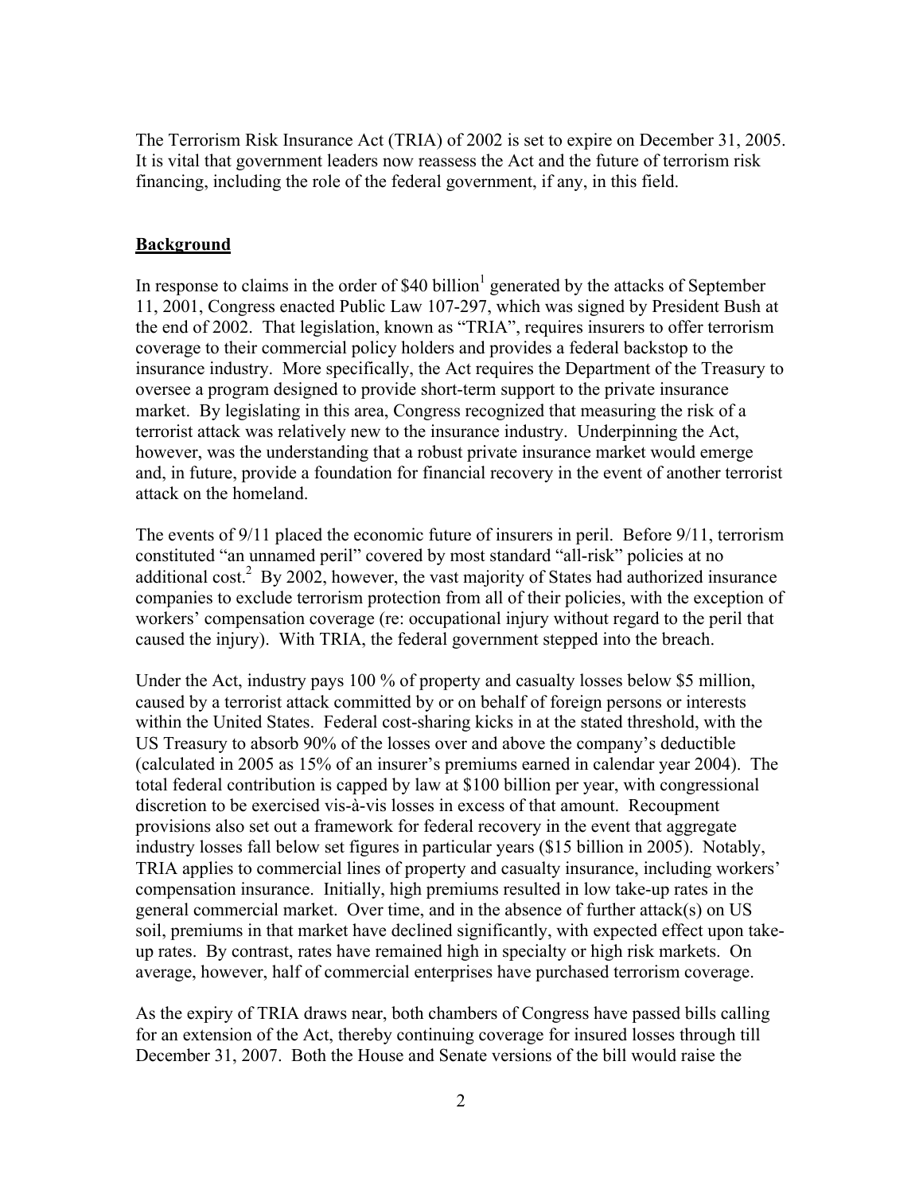The Terrorism Risk Insurance Act (TRIA) of 2002 is set to expire on December 31, 2005. It is vital that government leaders now reassess the Act and the future of terrorism risk financing, including the role of the federal government, if any, in this field.

## Background

In response to claims in the order of $40 billion[1] generated by the attacks of September 11, 2001, Congress enacted Public Law 107-297, which was signed by President Bush at the end of 2002. That legislation, known as "TRIA", requires insurers to offer terrorism coverage to their commercial policy holders and provides a federal backstop to the insurance industry. More specifically, the Act requires the Department of the Treasury to oversee a program designed to provide short-term support to the private insurance market. By legislating in this area, Congress recognized that measuring the risk of a terrorist attack was relatively new to the insurance industry. Underpinning the Act, however, was the understanding that a robust private insurance market would emerge and, in future, provide a foundation for financial recovery in the event of another terrorist attack on the homeland.

The events of 9/11 placed the economic future of insurers in peril. Before 9/11, terrorism constituted "an unnamed peril" covered by most standard "all-risk" policies at no additional cost.[2] By 2002, however, the vast majority of States had authorized insurance companies to exclude terrorism protection from all of their policies, with the exception of workers' compensation coverage (re: occupational injury without regard to the peril that caused the injury). With TRIA, the federal government stepped into the breach.

Under the Act, industry pays 100 % of property and casualty losses below $5 million, caused by a terrorist attack committed by or on behalf of foreign persons or interests within the United States. Federal cost-sharing kicks in at the stated threshold, with the US Treasury to absorb 90% of the losses over and above the company's deductible (calculated in 2005 as 15% of an insurer's premiums earned in calendar year 2004). The total federal contribution is capped by law at $100 billion per year, with congressional discretion to be exercised vis-à-vis losses in excess of that amount. Recoupment provisions also set out a framework for federal recovery in the event that aggregate industry losses fall below set figures in particular years ($15 billion in 2005). Notably, TRIA applies to commercial lines of property and casualty insurance, including workers' compensation insurance. Initially, high premiums resulted in low take-up rates in the general commercial market. Over time, and in the absence of further attack(s) on US soil, premiums in that market have declined significantly, with expected effect upon take-up rates. By contrast, rates have remained high in specialty or high risk markets. On average, however, half of commercial enterprises have purchased terrorism coverage.

As the expiry of TRIA draws near, both chambers of Congress have passed bills calling for an extension of the Act, thereby continuing coverage for insured losses through till December 31, 2007. Both the House and Senate versions of the bill would raise the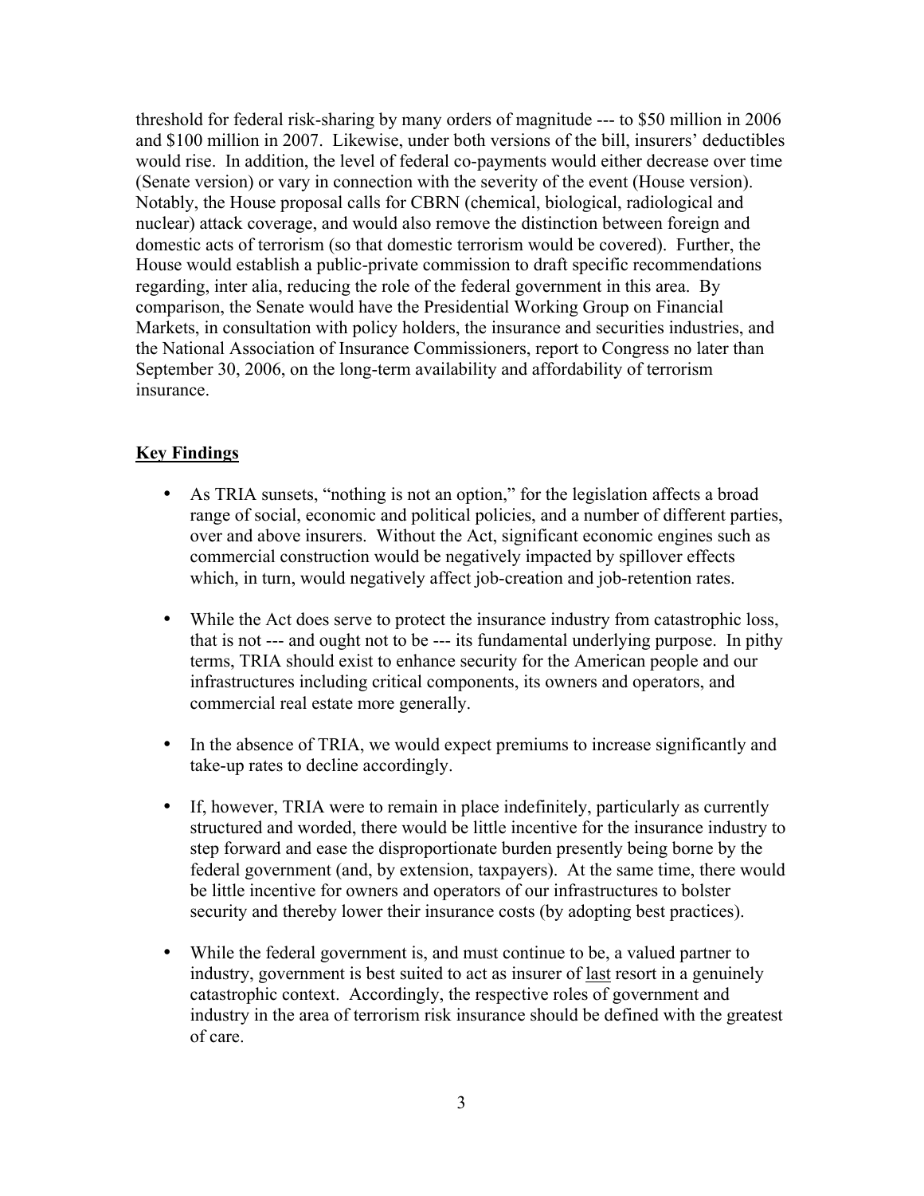threshold for federal risk-sharing by many orders of magnitude --- to $50 million in 2006 and $100 million in 2007. Likewise, under both versions of the bill, insurers' deductibles would rise. In addition, the level of federal co-payments would either decrease over time (Senate version) or vary in connection with the severity of the event (House version). Notably, the House proposal calls for CBRN (chemical, biological, radiological and nuclear) attack coverage, and would also remove the distinction between foreign and domestic acts of terrorism (so that domestic terrorism would be covered). Further, the House would establish a public-private commission to draft specific recommendations regarding, inter alia, reducing the role of the federal government in this area. By comparison, the Senate would have the Presidential Working Group on Financial Markets, in consultation with policy holders, the insurance and securities industries, and the National Association of Insurance Commissioners, report to Congress no later than September 30, 2006, on the long-term availability and affordability of terrorism insurance.

## Key Findings

- As TRIA sunsets, "nothing is not an option," for the legislation affects a broad range of social, economic and political policies, and a number of different parties, over and above insurers. Without the Act, significant economic engines such as commercial construction would be negatively impacted by spillover effects which, in turn, would negatively affect job-creation and job-retention rates.

- While the Act does serve to protect the insurance industry from catastrophic loss, that is not --- and ought not to be --- its fundamental underlying purpose. In pithy terms, TRIA should exist to enhance security for the American people and our infrastructures including critical components, its owners and operators, and commercial real estate more generally.

- In the absence of TRIA, we would expect premiums to increase significantly and take-up rates to decline accordingly.

- If, however, TRIA were to remain in place indefinitely, particularly as currently structured and worded, there would be little incentive for the insurance industry to step forward and ease the disproportionate burden presently being borne by the federal government (and, by extension, taxpayers). At the same time, there would be little incentive for owners and operators of our infrastructures to bolster security and thereby lower their insurance costs (by adopting best practices).

- While the federal government is, and must continue to be, a valued partner to industry, government is best suited to act as insurer of <u>last</u> resort in a genuinely catastrophic context. Accordingly, the respective roles of government and industry in the area of terrorism risk insurance should be defined with the greatest of care.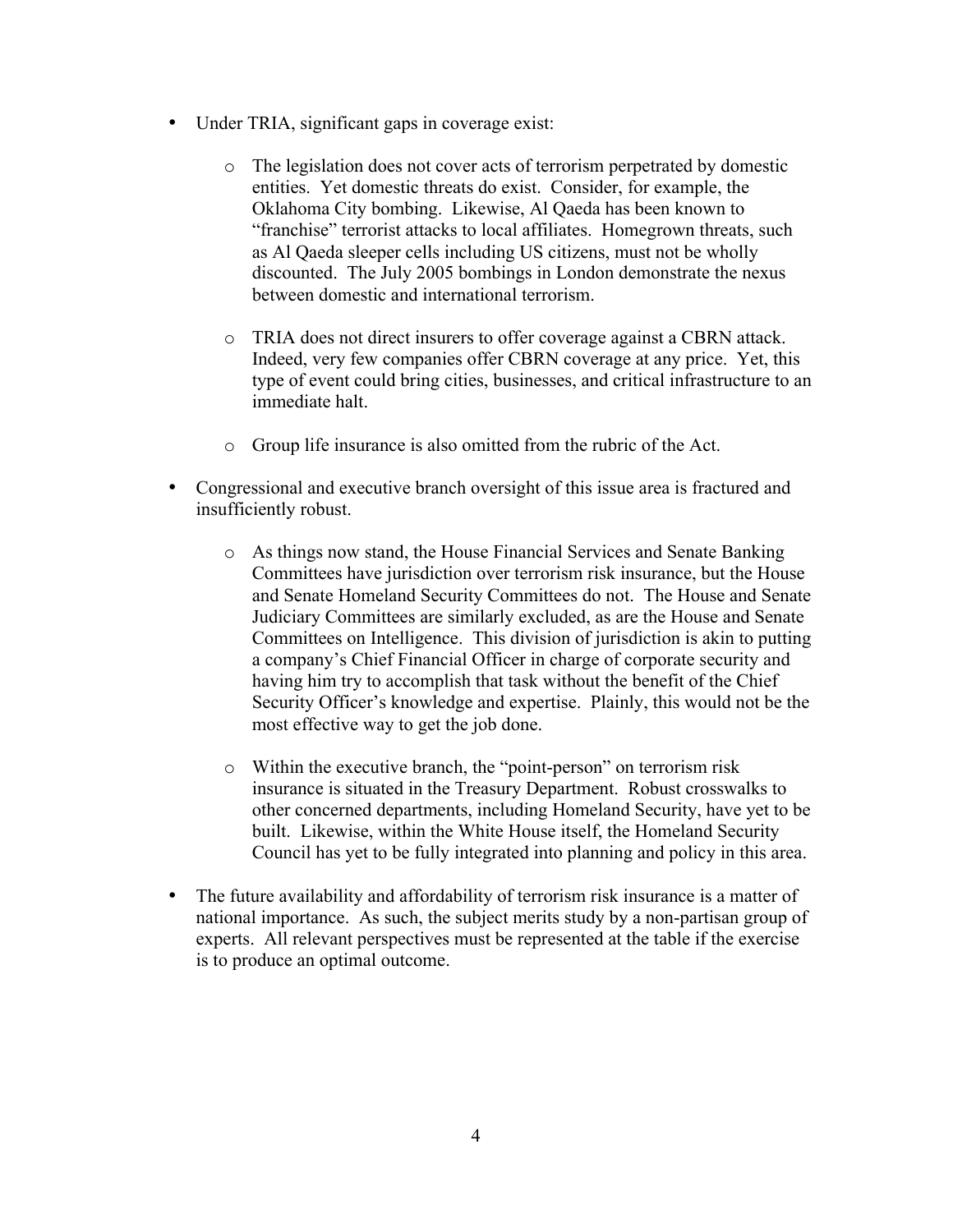- Under TRIA, significant gaps in coverage exist:

  - The legislation does not cover acts of terrorism perpetrated by domestic entities. Yet domestic threats do exist. Consider, for example, the Oklahoma City bombing. Likewise, Al Qaeda has been known to "franchise" terrorist attacks to local affiliates. Homegrown threats, such as Al Qaeda sleeper cells including US citizens, must not be wholly discounted. The July 2005 bombings in London demonstrate the nexus between domestic and international terrorism.

  - TRIA does not direct insurers to offer coverage against a CBRN attack. Indeed, very few companies offer CBRN coverage at any price. Yet, this type of event could bring cities, businesses, and critical infrastructure to an immediate halt.

  - Group life insurance is also omitted from the rubric of the Act.

- Congressional and executive branch oversight of this issue area is fractured and insufficiently robust.

  - As things now stand, the House Financial Services and Senate Banking Committees have jurisdiction over terrorism risk insurance, but the House and Senate Homeland Security Committees do not. The House and Senate Judiciary Committees are similarly excluded, as are the House and Senate Committees on Intelligence. This division of jurisdiction is akin to putting a company's Chief Financial Officer in charge of corporate security and having him try to accomplish that task without the benefit of the Chief Security Officer's knowledge and expertise. Plainly, this would not be the most effective way to get the job done.

  - Within the executive branch, the "point-person" on terrorism risk insurance is situated in the Treasury Department. Robust crosswalks to other concerned departments, including Homeland Security, have yet to be built. Likewise, within the White House itself, the Homeland Security Council has yet to be fully integrated into planning and policy in this area.

- The future availability and affordability of terrorism risk insurance is a matter of national importance. As such, the subject merits study by a non-partisan group of experts. All relevant perspectives must be represented at the table if the exercise is to produce an optimal outcome.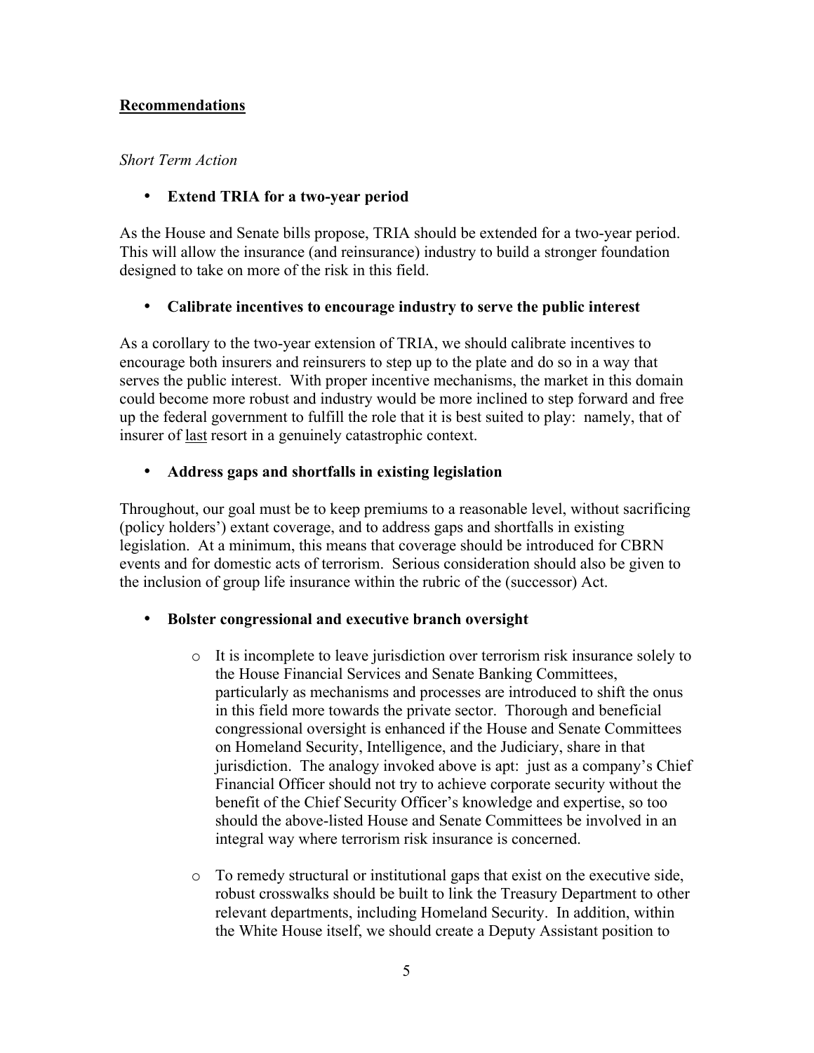## Recommendations

*Short Term Action*

- **Extend TRIA for a two-year period**

As the House and Senate bills propose, TRIA should be extended for a two-year period. This will allow the insurance (and reinsurance) industry to build a stronger foundation designed to take on more of the risk in this field.

- **Calibrate incentives to encourage industry to serve the public interest**

As a corollary to the two-year extension of TRIA, we should calibrate incentives to encourage both insurers and reinsurers to step up to the plate and do so in a way that serves the public interest. With proper incentive mechanisms, the market in this domain could become more robust and industry would be more inclined to step forward and free up the federal government to fulfill the role that it is best suited to play: namely, that of insurer of <u>last</u> resort in a genuinely catastrophic context.

- **Address gaps and shortfalls in existing legislation**

Throughout, our goal must be to keep premiums to a reasonable level, without sacrificing (policy holders') extant coverage, and to address gaps and shortfalls in existing legislation. At a minimum, this means that coverage should be introduced for CBRN events and for domestic acts of terrorism. Serious consideration should also be given to the inclusion of group life insurance within the rubric of the (successor) Act.

- **Bolster congressional and executive branch oversight**

    - It is incomplete to leave jurisdiction over terrorism risk insurance solely to the House Financial Services and Senate Banking Committees, particularly as mechanisms and processes are introduced to shift the onus in this field more towards the private sector. Thorough and beneficial congressional oversight is enhanced if the House and Senate Committees on Homeland Security, Intelligence, and the Judiciary, share in that jurisdiction. The analogy invoked above is apt: just as a company's Chief Financial Officer should not try to achieve corporate security without the benefit of the Chief Security Officer's knowledge and expertise, so too should the above-listed House and Senate Committees be involved in an integral way where terrorism risk insurance is concerned.

    - To remedy structural or institutional gaps that exist on the executive side, robust crosswalks should be built to link the Treasury Department to other relevant departments, including Homeland Security. In addition, within the White House itself, we should create a Deputy Assistant position to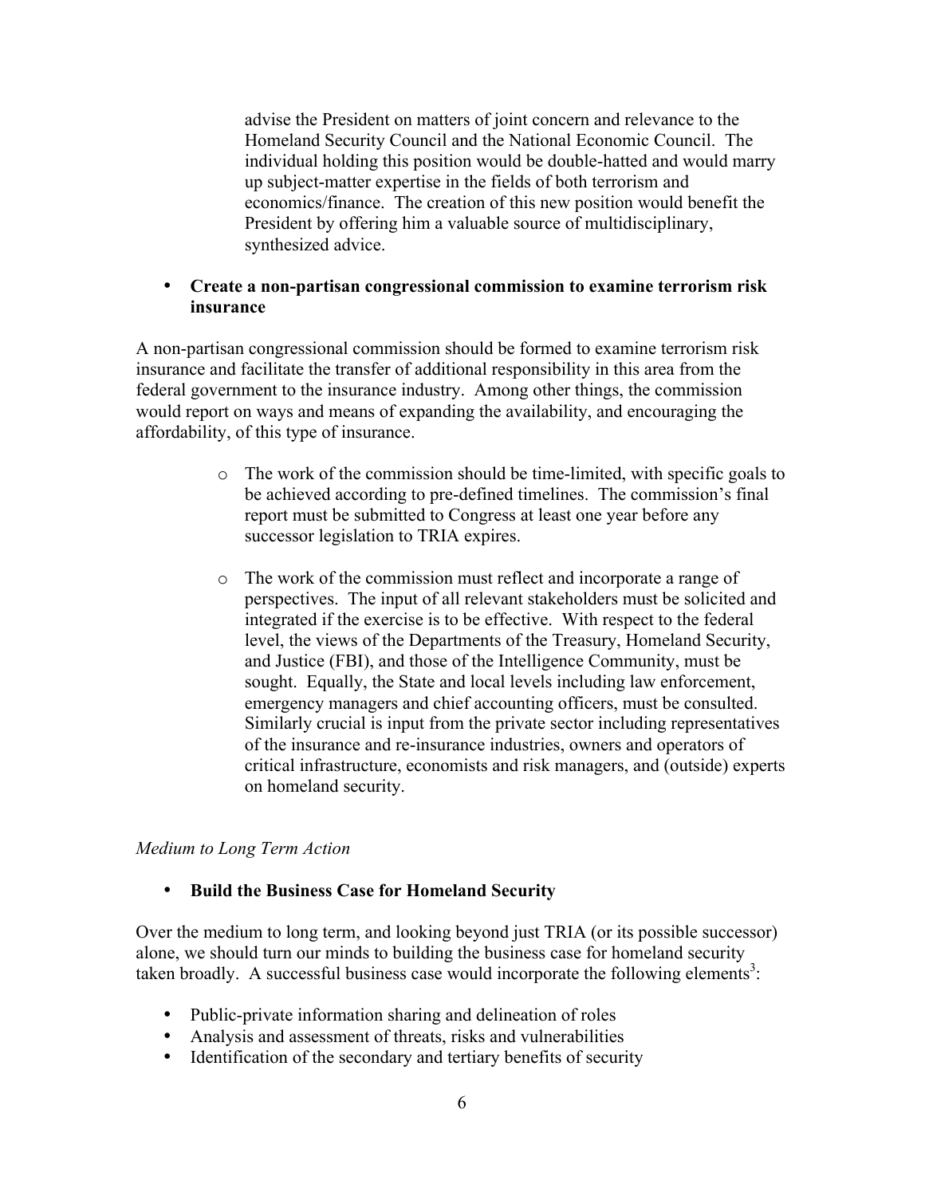advise the President on matters of joint concern and relevance to the Homeland Security Council and the National Economic Council. The individual holding this position would be double-hatted and would marry up subject-matter expertise in the fields of both terrorism and economics/finance. The creation of this new position would benefit the President by offering him a valuable source of multidisciplinary, synthesized advice.

- **Create a non-partisan congressional commission to examine terrorism risk insurance**

A non-partisan congressional commission should be formed to examine terrorism risk insurance and facilitate the transfer of additional responsibility in this area from the federal government to the insurance industry. Among other things, the commission would report on ways and means of expanding the availability, and encouraging the affordability, of this type of insurance.

- The work of the commission should be time-limited, with specific goals to be achieved according to pre-defined timelines. The commission's final report must be submitted to Congress at least one year before any successor legislation to TRIA expires.

- The work of the commission must reflect and incorporate a range of perspectives. The input of all relevant stakeholders must be solicited and integrated if the exercise is to be effective. With respect to the federal level, the views of the Departments of the Treasury, Homeland Security, and Justice (FBI), and those of the Intelligence Community, must be sought. Equally, the State and local levels including law enforcement, emergency managers and chief accounting officers, must be consulted. Similarly crucial is input from the private sector including representatives of the insurance and re-insurance industries, owners and operators of critical infrastructure, economists and risk managers, and (outside) experts on homeland security.

*Medium to Long Term Action*

- **Build the Business Case for Homeland Security**

Over the medium to long term, and looking beyond just TRIA (or its possible successor) alone, we should turn our minds to building the business case for homeland security taken broadly. A successful business case would incorporate the following elements[3]:

- Public-private information sharing and delineation of roles
- Analysis and assessment of threats, risks and vulnerabilities
- Identification of the secondary and tertiary benefits of security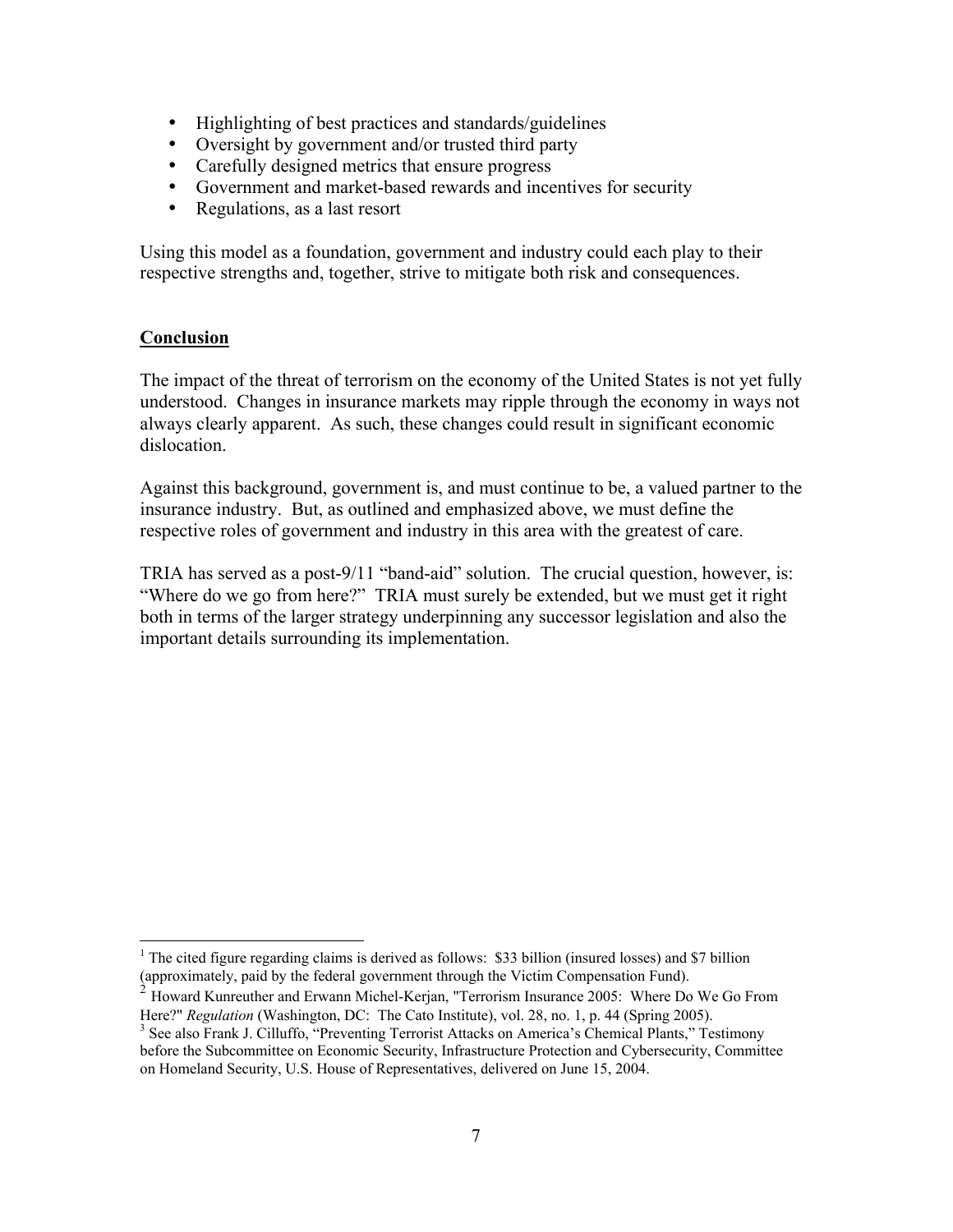- Highlighting of best practices and standards/guidelines
- Oversight by government and/or trusted third party
- Carefully designed metrics that ensure progress
- Government and market-based rewards and incentives for security
- Regulations, as a last resort

Using this model as a foundation, government and industry could each play to their respective strengths and, together, strive to mitigate both risk and consequences.

## Conclusion

The impact of the threat of terrorism on the economy of the United States is not yet fully understood. Changes in insurance markets may ripple through the economy in ways not always clearly apparent. As such, these changes could result in significant economic dislocation.

Against this background, government is, and must continue to be, a valued partner to the insurance industry. But, as outlined and emphasized above, we must define the respective roles of government and industry in this area with the greatest of care.

TRIA has served as a post-9/11 "band-aid" solution. The crucial question, however, is: "Where do we go from here?" TRIA must surely be extended, but we must get it right both in terms of the larger strategy underpinning any successor legislation and also the important details surrounding its implementation.

---

[1] The cited figure regarding claims is derived as follows: $33 billion (insured losses) and $7 billion (approximately, paid by the federal government through the Victim Compensation Fund).

[2] Howard Kunreuther and Erwann Michel-Kerjan, "Terrorism Insurance 2005: Where Do We Go From Here?" *Regulation* (Washington, DC: The Cato Institute), vol. 28, no. 1, p. 44 (Spring 2005).

[3] See also Frank J. Cilluffo, "Preventing Terrorist Attacks on America's Chemical Plants," Testimony before the Subcommittee on Economic Security, Infrastructure Protection and Cybersecurity, Committee on Homeland Security, U.S. House of Representatives, delivered on June 15, 2004.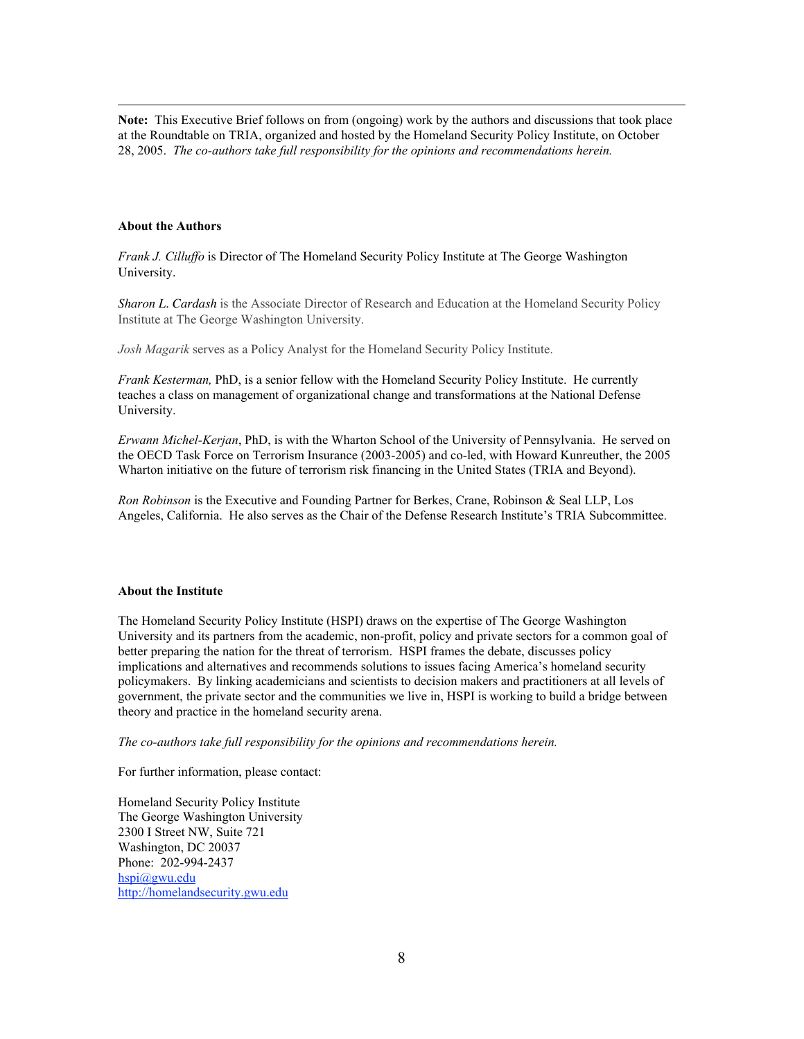**Note:** This Executive Brief follows on from (ongoing) work by the authors and discussions that took place at the Roundtable on TRIA, organized and hosted by the Homeland Security Policy Institute, on October 28, 2005. *The co-authors take full responsibility for the opinions and recommendations herein.*

**About the Authors**

*Frank J. Cilluffo* is Director of The Homeland Security Policy Institute at The George Washington University.

*Sharon L. Cardash* is the Associate Director of Research and Education at the Homeland Security Policy Institute at The George Washington University.

*Josh Magarik* serves as a Policy Analyst for the Homeland Security Policy Institute.

*Frank Kesterman,* PhD, is a senior fellow with the Homeland Security Policy Institute. He currently teaches a class on management of organizational change and transformations at the National Defense University.

*Erwann Michel-Kerjan*, PhD, is with the Wharton School of the University of Pennsylvania. He served on the OECD Task Force on Terrorism Insurance (2003-2005) and co-led, with Howard Kunreuther, the 2005 Wharton initiative on the future of terrorism risk financing in the United States (TRIA and Beyond).

*Ron Robinson* is the Executive and Founding Partner for Berkes, Crane, Robinson & Seal LLP, Los Angeles, California. He also serves as the Chair of the Defense Research Institute's TRIA Subcommittee.

**About the Institute**

The Homeland Security Policy Institute (HSPI) draws on the expertise of The George Washington University and its partners from the academic, non-profit, policy and private sectors for a common goal of better preparing the nation for the threat of terrorism. HSPI frames the debate, discusses policy implications and alternatives and recommends solutions to issues facing America's homeland security policymakers. By linking academicians and scientists to decision makers and practitioners at all levels of government, the private sector and the communities we live in, HSPI is working to build a bridge between theory and practice in the homeland security arena.

*The co-authors take full responsibility for the opinions and recommendations herein.*

For further information, please contact:

Homeland Security Policy Institute
The George Washington University
2300 I Street NW, Suite 721
Washington, DC 20037
Phone: 202-994-2437
hspi@gwu.edu
http://homelandsecurity.gwu.edu